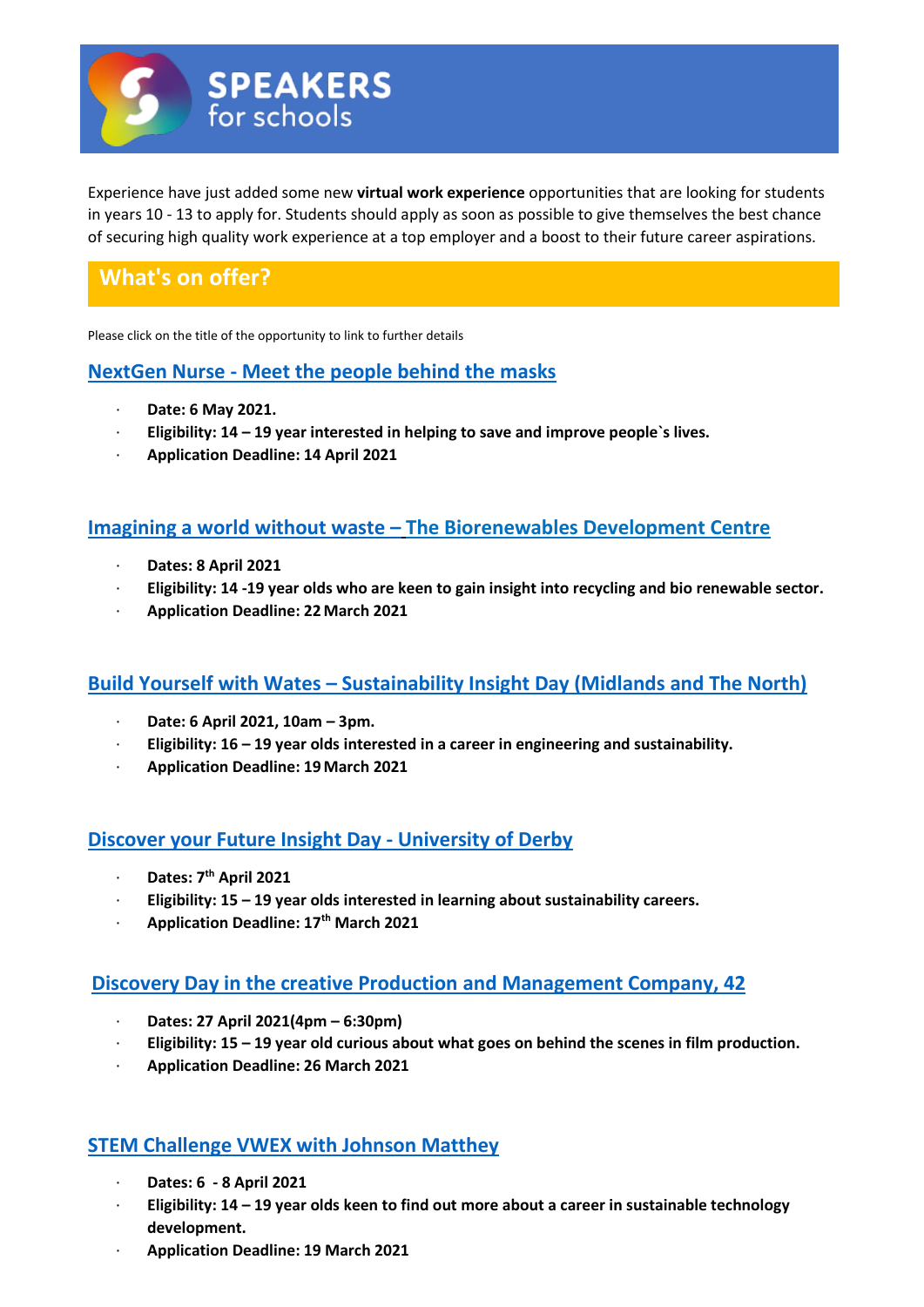# SPEAKERS for schools

Experience have just added some new **virtual work experience** opportunities that are looking for students in years 10 - 13 to apply for. Students should apply as soon as possible to give themselves the best chance of securing high quality work experience at a top employer and a boost to their future career aspirations.

## What's on offer?

Please click on the title of the opportunity to link to further details

### NextGen Nurse - Meet the people behind the masks

- **Date: 6 May 2021.**
- **Eligibility: 14 – 19 year interested in helping to save and improve people`s lives.**
- **Application Deadline: 14 April 2021**

### Imagining a world without waste – The Biorenewables Development Centre

- **Dates: 8 April 2021**
- **Eligibility: 14 -19 year olds who are keen to gain insight into recycling and bio renewable sector.**
- **Application Deadline: 22 March 2021**

### Build Yourself with Wates – Sustainability Insight Day (Midlands and The North)

- **Date: 6 April 2021, 10am – 3pm.**
- **Eligibility: 16 – 19 year olds interested in a career in engineering and sustainability.**
- **Application Deadline: 19 March 2021**

### Discover your Future Insight Day - University of Derby

- **Dates: 7th April 2021**
- **Eligibility: 15 – 19 year olds interested in learning about sustainability careers.**
- **Application Deadline: 17th March 2021**

### Discovery Day in the creative Production and Management Company, 42

- **Dates: 27 April 2021(4pm – 6:30pm)**
- **Eligibility: 15 – 19 year old curious about what goes on behind the scenes in film production.**
- **Application Deadline: 26 March 2021**

### STEM Challenge VWEX with Johnson Matthey

- **Dates: 6 - 8 April 2021**
- **Eligibility: 14 – 19 year olds keen to find out more about a career in sustainable technology development.**
- **Application Deadline: 19 March 2021**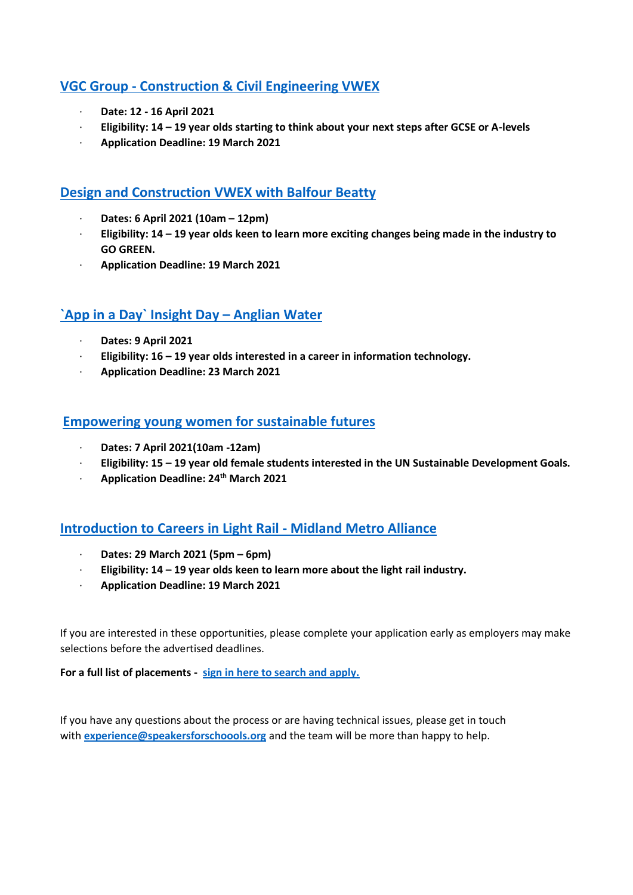## [VGC Group - Construction & Civil Engineering VWEX]

- **Date: 12 - 16 April 2021**
- **Eligibility: 14 – 19 year olds starting to think about your next steps after GCSE or A-levels**
- **Application Deadline: 19 March 2021**

## [Design and Construction VWEX with Balfour Beatty]

- **Dates: 6 April 2021 (10am – 12pm)**
- **Eligibility: 14 – 19 year olds keen to learn more exciting changes being made in the industry to GO GREEN.**
- **Application Deadline: 19 March 2021**

## [`App in a Day` Insight Day – Anglian Water]

- **Dates: 9 April 2021**
- **Eligibility: 16 – 19 year olds interested in a career in information technology.**
- **Application Deadline: 23 March 2021**

## [Empowering young women for sustainable futures]

- **Dates: 7 April 2021(10am -12am)**
- **Eligibility: 15 – 19 year old female students interested in the UN Sustainable Development Goals.**
- **Application Deadline: 24th March 2021**

## [Introduction to Careers in Light Rail - Midland Metro Alliance]

- **Dates: 29 March 2021 (5pm – 6pm)**
- **Eligibility: 14 – 19 year olds keen to learn more about the light rail industry.**
- **Application Deadline: 19 March 2021**

If you are interested in these opportunities, please complete your application early as employers may make selections before the advertised deadlines.

**For a full list of placements -** [sign in here to search and apply.]

If you have any questions about the process or are having technical issues, please get in touch with **experience@speakersforschoools.org** and the team will be more than happy to help.